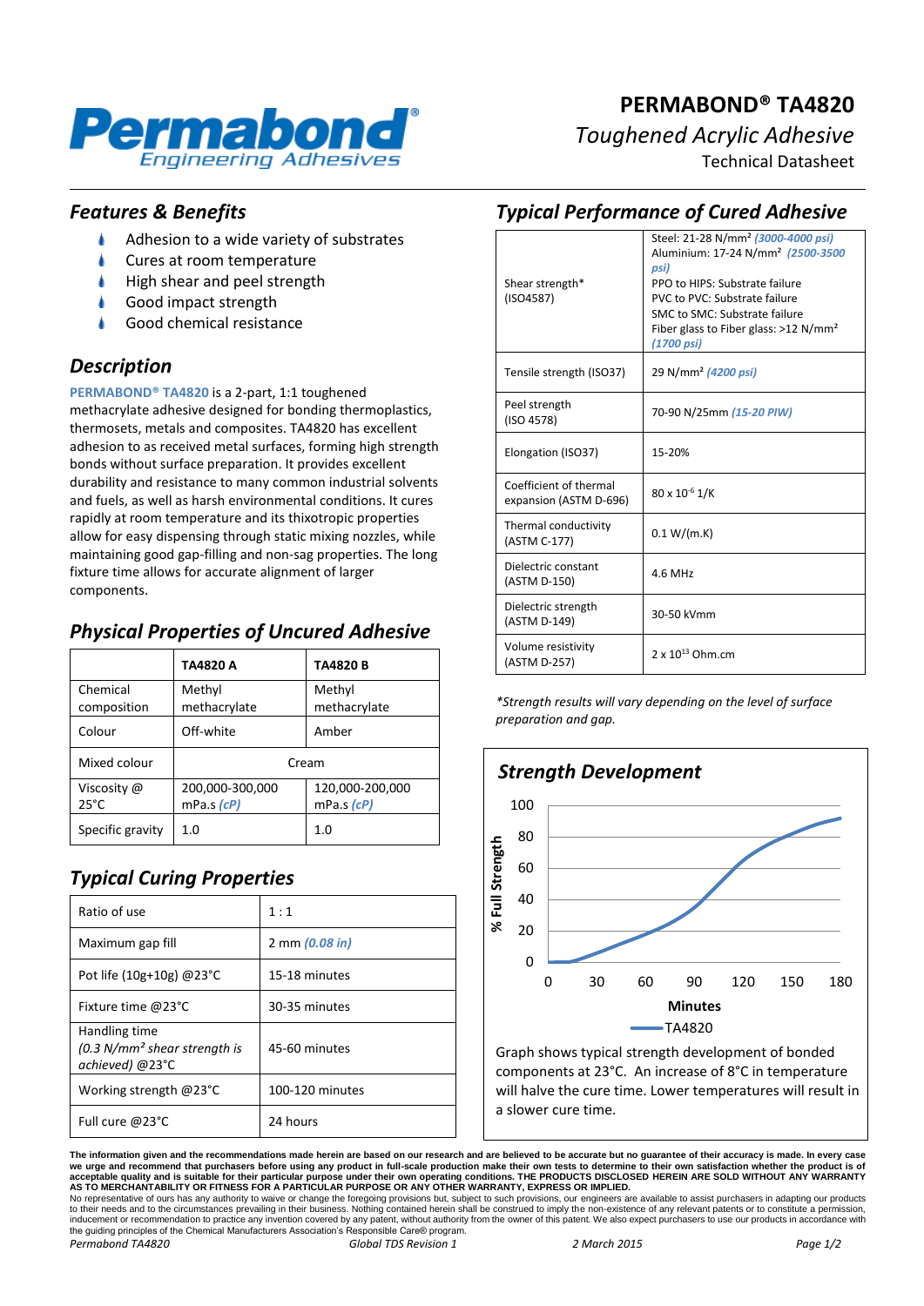# PERMABOND® TA4820

*Toughened Acrylic Adhesive*

Technical Datasheet

## Features & Benefits

- Adhesion to a wide variety of substrates
- Cures at room temperature
- High shear and peel strength
- Good impact strength
- Good chemical resistance

## Description

**PERMABOND® TA4820** is a 2-part, 1:1 toughened methacrylate adhesive designed for bonding thermoplastics, thermosets, metals and composites. TA4820 has excellent adhesion to as received metal surfaces, forming high strength bonds without surface preparation. It provides excellent durability and resistance to many common industrial solvents and fuels, as well as harsh environmental conditions. It cures rapidly at room temperature and its thixotropic properties allow for easy dispensing through static mixing nozzles, while maintaining good gap-filling and non-sag properties. The long fixture time allows for accurate alignment of larger components.

## Physical Properties of Uncured Adhesive

| | TA4820 A | TA4820 B |
|---|---|---|
| Chemical composition | Methyl methacrylate | Methyl methacrylate |
| Colour | Off-white | Amber |
| Mixed colour | Cream | |
| Viscosity @ 25°C | 200,000-300,000 mPa.s *(cP)* | 120,000-200,000 mPa.s *(cP)* |
| Specific gravity | 1.0 | 1.0 |

## Typical Curing Properties

| | |
|---|---|
| Ratio of use | 1 : 1 |
| Maximum gap fill | 2 mm *(0.08 in)* |
| Pot life (10g+10g) @23°C | 15-18 minutes |
| Fixture time @23°C | 30-35 minutes |
| Handling time *(0.3 N/mm² shear strength is achieved)* @23°C | 45-60 minutes |
| Working strength @23°C | 100-120 minutes |
| Full cure @23°C | 24 hours |

## Typical Performance of Cured Adhesive

| | |
|---|---|
| Shear strength* (ISO4587) | Steel: 21-28 N/mm² *(3000-4000 psi)*<br>Aluminium: 17-24 N/mm² *(2500-3500 psi)*<br>PPO to HIPS: Substrate failure<br>PVC to PVC: Substrate failure<br>SMC to SMC: Substrate failure<br>Fiber glass to Fiber glass: >12 N/mm² *(1700 psi)* |
| Tensile strength (ISO37) | 29 N/mm² *(4200 psi)* |
| Peel strength (ISO 4578) | 70-90 N/25mm *(15-20 PIW)* |
| Elongation (ISO37) | 15-20% |
| Coefficient of thermal expansion (ASTM D-696) | $80 \times 10^{-6}$ 1/K |
| Thermal conductivity (ASTM C-177) | 0.1 W/(m.K) |
| Dielectric constant (ASTM D-150) | 4.6 MHz |
| Dielectric strength (ASTM D-149) | 30-50 kVmm |
| Volume resistivity (ASTM D-257) | $2 \times 10^{13}$ Ohm.cm |

*\*Strength results will vary depending on the level of surface preparation and gap.*

## Strength Development

Graph shows typical strength development of bonded components at 23°C. An increase of 8°C in temperature will halve the cure time. Lower temperatures will result in a slower cure time.

**The information given and the recommendations made herein are based on our research and are believed to be accurate but no guarantee of their accuracy is made. In every case we urge and recommend that purchasers before using any product in full-scale production make their own tests to determine to their own satisfaction whether the product is of acceptable quality and is suitable for their particular purpose under their own operating conditions. THE PRODUCTS DISCLOSED HEREIN ARE SOLD WITHOUT ANY WARRANTY AS TO MERCHANTABILITY OR FITNESS FOR A PARTICULAR PURPOSE OR ANY OTHER WARRANTY, EXPRESS OR IMPLIED.**

No representative of ours has any authority to waive or change the foregoing provisions but, subject to such provisions, our engineers are available to assist purchasers in adapting our products to their needs and to the circumstances prevailing in their business. Nothing contained herein shall be construed to imply the non-existence of any relevant patents or to constitute a permission, inducement or recommendation to practice any invention covered by any patent, without authority from the owner of this patent. We also expect purchasers to use our products in accordance with the guiding principles of the Chemical Manufacturers Association's Responsible Care® program.

*Permabond TA4820* *Global TDS Revision 1* *2 March 2015*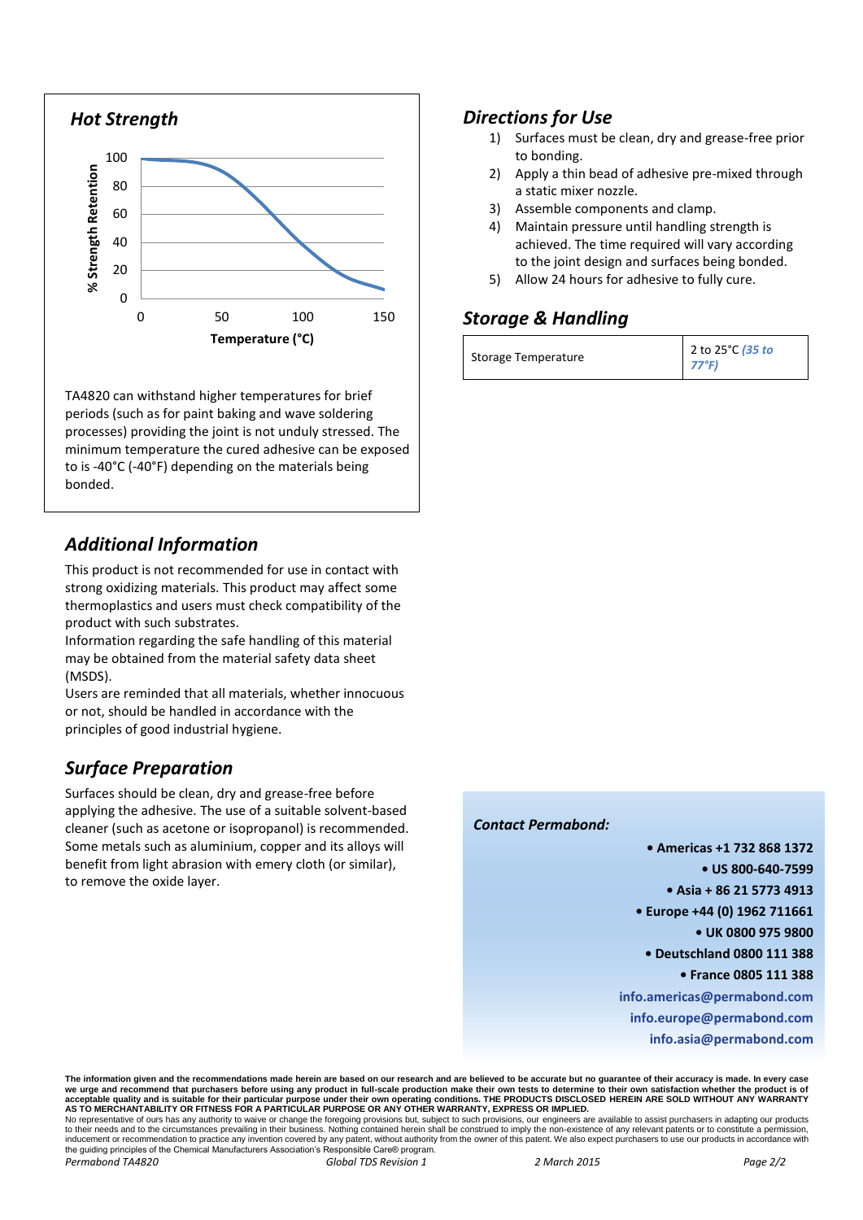## Hot Strength

% Strength Retention

100
80
60
40
20
0

0
50
100
150

Temperature (°C)

TA4820 can withstand higher temperatures for brief periods (such as for paint baking and wave soldering processes) providing the joint is not unduly stressed. The minimum temperature the cured adhesive can be exposed to is -40°C (-40°F) depending on the materials being bonded.

## Additional Information

This product is not recommended for use in contact with strong oxidizing materials. This product may affect some thermoplastics and users must check compatibility of the product with such substrates.

Information regarding the safe handling of this material may be obtained from the material safety data sheet (MSDS).

Users are reminded that all materials, whether innocuous or not, should be handled in accordance with the principles of good industrial hygiene.

## Surface Preparation

Surfaces should be clean, dry and grease-free before applying the adhesive. The use of a suitable solvent-based cleaner (such as acetone or isopropanol) is recommended. Some metals such as aluminium, copper and its alloys will benefit from light abrasion with emery cloth (or similar), to remove the oxide layer.

## Directions for Use

1) Surfaces must be clean, dry and grease-free prior to bonding.
2) Apply a thin bead of adhesive pre-mixed through a static mixer nozzle.
3) Assemble components and clamp.
4) Maintain pressure until handling strength is achieved. The time required will vary according to the joint design and surfaces being bonded.
5) Allow 24 hours for adhesive to fully cure.

## Storage & Handling

| | |
|---|---|
| Storage Temperature | 2 to 25°C *(35 to 77°F)* |

***Contact Permabond:***

**• Americas +1 732 868 1372**
**• US 800-640-7599**
**• Asia + 86 21 5773 4913**
**• Europe +44 (0) 1962 711661**
**• UK 0800 975 9800**
**• Deutschland 0800 111 388**
**• France 0805 111 388**
**info.americas@permabond.com**
**info.europe@permabond.com**
**info.asia@permabond.com**

**The information given and the recommendations made herein are based on our research and are believed to be accurate but no guarantee of their accuracy is made. In every case we urge and recommend that purchasers before using any product in full-scale production make their own tests to determine to their own satisfaction whether the product is of acceptable quality and is suitable for their particular purpose under their own operating conditions. THE PRODUCTS DISCLOSED HEREIN ARE SOLD WITHOUT ANY WARRANTY AS TO MERCHANTABILITY OR FITNESS FOR A PARTICULAR PURPOSE OR ANY OTHER WARRANTY, EXPRESS OR IMPLIED.**
No representative of ours has any authority to waive or change the foregoing provisions but, subject to such provisions, our engineers are available to assist purchasers in adapting our products to their needs and to the circumstances prevailing in their business. Nothing contained herein shall be construed to imply the non-existence of any relevant patents or to constitute a permission, inducement or recommendation to practice any invention covered by any patent, without authority from the owner of this patent. We also expect purchasers to use our products in accordance with the guiding principles of the Chemical Manufacturers Association's Responsible Care® program.

*Permabond TA4820* *Global TDS Revision 1* *2 March 2015*